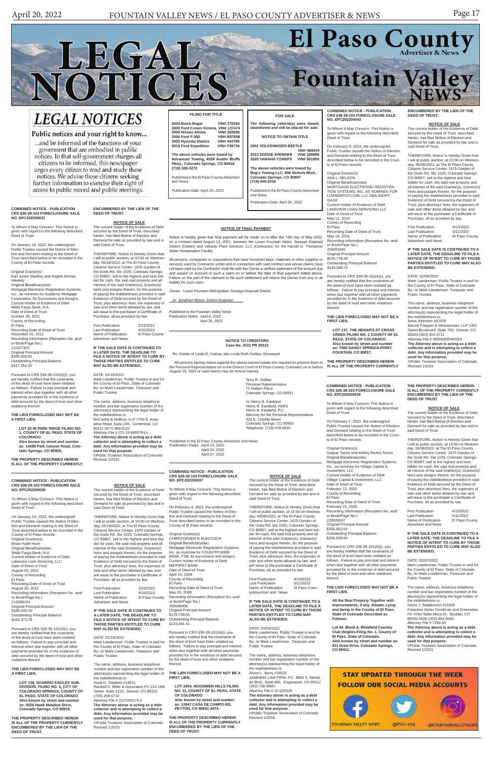# LEGAL NOTICES

# El Paso County Advertiser & News / Fountain Valley NEWS

## LEGAL NOTICES

**Public notices and your right to know...**

...and be informed of the functions of your goverment that are embodied in public notices. In that self-government charges all citizens to be informed, this newspaper urges every citizen to read and study these notices. We advise those citizens seeking further information to exercise their right of access to public record and public meetings.

---

**COMBINED NOTICE - PUBLICATION CRS §38-38-103 FORECLOSURE SALE NO. EPC202200021**

To Whom It May Concern: This Notice is given with regard to the following described Deed of Trust:

On January 19, 2022, the undersigned Public Trustee caused the Notice of Election and Demand relating to the Deed of Trust described below to be recorded in the County of El Paso records.

Original Grantor(s)
Earl Junior Hawkey and Angela Denise Hawkey
Original Beneficiary(ies)
Mortgage Electronic Registration Systems, Inc., as nominee for Academy Mortgage Corporation, Its Successors and Assigns
Current Holder of Evidence of Debt
Wells Fargo Bank, N.A.
Date of Deed of Trust
October 28, 2011
County of Recording
El Paso
Recording Date of Deed of Trust
November 01, 2011
Recording Information (Reception No. and/ or Book/Page No.)
211107319
Original Principal Amount
$340,000.00
Outstanding Principal Balance
$317,256.33

Pursuant to CRS §38-38-101(4)(i), you are hereby notified that the covenants of the deed of trust have been violated as follows: Failure to pay principal and interest when due together with all other payments provided for in the evidence of debt secured by the deed of trust and other violations thereof.

**THE LIEN FORECLOSED MAY NOT BE A FIRST LIEN.**

**LOT 22 IN PARK RIDGE FILING NO. 1, COUNTY OF EL PASO, STATE OF COLORADO.**
**Also known by street and number as: 14480 Park Canyon Road, Colorado Springs, CO 80929.**

**THE PROPERTY DESCRIBED HEREIN IS ALL OF THE PROPERTY CURRENTLY ENCUMBERED BY THE LIEN OF THE DEED OF TRUST.**

**NOTICE OF SALE**

The current holder of the Evidence of Debt secured by the Deed of Trust, described herein, has filed Notice of Election and Demand for sale as provided by law and in said Deed of Trust.

THEREFORE, Notice Is Hereby Given that I will at public auction, at 10:00 on Wednesday, 05/18/2022, at The El Paso County Citizens Service Center, 1675 Garden of the Gods Rd. Ste 1020, Colorado Springs, CO 80907, sell to the highest and best bidder for cash, the said real property and all interest of the said Grantor(s), Grantor(s)' heirs and assigns therein, for the purpose of paying the indebtedness provided in said Evidence of Debt secured by the Deed of Trust, plus attorneys' fees, the expenses of sale and other items allowed by law, and will issue to the purchaser a Certificate of Purchase, all as provided by law.

| | |
|---|---|
| First Publication | 3/23/2022 |
| Last Publication | 4/20/2022 |
| Name of Publication | El Paso County Advertiser and News |

**IF THE SALE DATE IS CONTINUED TO A LATER DATE, THE DEADLINE TO FILE A NOTICE OF INTENT TO CURE BY THOSE PARTIES ENTITLED TO CURE MAY ALSO BE EXTENDED;**

DATE: 01/19/2022
Mark Lowderman, Public Trustee in and for the County of El Paso, State of Colorado
By: /s/ Mark Lowderman, Treasurer and Public Trustee

The name, address, business telephone number and bar registration number of the attorney(s) representing the legal holder of the indebtedness is:
McCarthy & Holthus, LLP 7700 E. Arapahoe Road, Suite 230, Centennial, CO 80112 (877) 369-6122
Attorney File # CO-19-866578-LL
**The Attorney above is acting as a debt collector and is attempting to collect a debt. Any information provided may be used for that purpose.**
©Public Trustees' Association of Colorado Revised 1/2015

---

**COMBINED NOTICE - PUBLICATION CRS §38-38-103 FORECLOSURE SALE NO. EPC202200020**

To Whom It May Concern: This Notice is given with regard to the following described Deed of Trust:

On January 19, 2022, the undersigned Public Trustee caused the Notice of Election and Demand relating to the Deed of Trust described below to be recorded in the County of El Paso records.

Original Grantor(s)
Bryan Keith Hunt
Original Beneficiary(ies)
Wells Fargo Bank, N.A.
Current Holder of Evidence of Debt
Lakeview Loan Servicing, LLC
Date of Deed of Trust
August 03, 2012
County of Recording
El Paso
Recording Date of Deed of Trust
August 20, 2012
Recording Information (Reception No. and/ or Book/Page No.)
212096164
Original Principal Amount
$186,000.00
Outstanding Principal Balance
$162,372.78

Pursuant to CRS §38-38-101(4)(i), you are hereby notified that the covenants of the deed of trust have been violated as follows: Failure to pay principal and interest when due together with all other payments provided for in the evidence of debt secured by the deed of trust and other violations thereof.

**THE LIEN FORECLOSED MAY NOT BE A FIRST LIEN.**

**LOT 139, SOARING EAGLES SUBDIVISION, FILING NO. 5, CITY OF COLORADO SPRINGS, COUNTY OF EL PASO, STATE OF COLORADO**
**Also known by street and number as: 5026 Hawk Meadow Drive, Colorado Springs, CO 80916.**

**THE PROPERTY DESCRIBED HEREIN IS ALL OF THE PROPERTY CURRENTLY ENCUMBERED BY THE LIEN OF THE DEED OF TRUST.**

**NOTICE OF SALE**

The current holder of the Evidence of Debt secured by the Deed of Trust, described herein, has filed Notice of Election and Demand for sale as provided by law and in said Deed of Trust.

THEREFORE, Notice Is Hereby Given that I will at public auction, at 10:00 on Wednesday, 05/18/2022, at The El Paso County Citizens Service Center, 1675 Garden of the Gods Rd. Ste 1020, Colorado Springs, CO 80907, sell to the highest and best bidder for cash, the said real property and all interest of the said Grantor(s), Grantor(s)' heirs and assigns therein, for the purpose of paying the indebtedness provided in said Evidence of Debt secured by the Deed of Trust, plus attorneys' fees, the expenses of sale and other items allowed by law, and will issue to the purchaser a Certificate of Purchase, all as provided by law.

| | |
|---|---|
| First Publication | 3/23/2022 |
| Last Publication | 4/20/2022 |
| Name of Publication | El Paso County Advertiser and News |

**IF THE SALE DATE IS CONTINUED TO A LATER DATE, THE DEADLINE TO FILE A NOTICE OF INTENT TO CURE BY THOSE PARTIES ENTITLED TO CURE MAY ALSO BE EXTENDED;**

DATE: 01/19/2022
Mark Lowderman, Public Trustee in and for the County of El Paso, State of Colorado
By: /s/ Mark Lowderman, Treasurer and Public Trustee

The name, address, business telephone number and bar registration number of the attorney(s) representing the legal holder of the indebtedness is:
Scott D. Toebben #19011
Randall S. Miller & Associates PC 216 16th Street, Suite 1210, Denver, CO 80202 (720) 259-6710
Attorney File # 21CO00174-1
**The Attorney above is acting as a debt collector and is attempting to collect a debt. Any information provided may be used for that purpose.**
©Public Trustees' Association of Colorado Revised 1/2015

---

**FILING FOR TITLE**

| | |
|---|---|
| **2004 Buick Regal** | **VIN# 270254** |
| **2000 Ford Crown Victoria** | **VIN# 137474** |
| **2008 Nissan Altima** | **VIN# 283590** |
| **2006 Ford F-350** | **VIN# B87698** |
| **2002 Hyundai Elantra** | **VIN# 442798** |
| **2016 Ford Expedition** | **VIN# F38734** |

**The above vehicles were towed by Advanced Towing, 4526 Austin Bluffs Pkwy., Colorado Springs, CO 80918 (719) 359-3272**

Published in the El Paso County Advertiser and News

Publication Date: April 20, 2022

---

**FOR SALE**

**The following vehicle(s) were towed, abandoned and will be placed for sale:**

**NOTICE TO OBTAIN TITLE**

**2001 VOLKSWAGEN BEETLE VIN# 468344**
**2012 DODGE AVENGER VIN# 285885**
**2020 YAMAHA YZ450FX VIN# 001905**

**The above vehicles were towed by Bug's Towing LLC, 806 Nichols Blvd., Colorado Springs, CO 80907 (719) 640-2416**

Published in the El Paso County Advertiser and News

Publication Date: April 20, 2022

---

**NOTICE OF FINAL PAYMENT**

Notice is hereby given that final payment will be made on or after the 12th day of May 2022, on a contract dated August 13, 2021, between the Lower Fountain Metro. Sewage Disposal District (Owner) and Velocity Plant Services, LLC (Contractor) for the Harold D. Thompson Water Reclamation Facility.

All persons, companies or corporations that have furnished labor, materials or other supplies or services used by Contractor under and in connection with said contract and whose claims have not been paid by the Contractor shall file with the Owner a verified statement of the amount due and unpaid on account of such a claim on or before the date of final payment stated above. Failure on the part of the claimant to file such settlement will relieve the Owner from any or all liability for such claim.

Owner: Lower Fountain Metropolitan Sewage Disposal District

/s/ Jonathan Moore, District Engineer

Published in the Fountain Valley News
Publication Dates: April 6, 2022
April 20, 2022

---

**NOTICE TO CREDITORS**
**Case No. 2022 PR 30312**

Re: Estate of Linda R. Outlaw, aka Linda Ruth Outlaw, Deceased

All persons having claims against the above-named estate are required to present them to the Personal Representative (or to the District Court of El Paso County, Colorado) on or before August 15, 2022 or said claims may be forever barred.

Terry R. Outlaw
Personal Representative
72 Hallam Place
Colorado Springs, CO 80911

/s/ Henry B. Eastland
Henry B. Eastland, #3401
Henry B. Eastland, P.C.
Attorney for the Personal Representative
320 E. Costilla Street
Colorado Springs, CO 80903
Telephone: (719) 578-0035

Published in the El Paso County Advertiser and News
Publication Dates: April 13, 2022
April 20, 2022
April 27, 2022

---

**COMBINED NOTICE - PUBLICATION CRS §38-38-103 FORECLOSURE SALE NO. EPC202200037**

To Whom It May Concern: This Notice is given with regard to the following described Deed of Trust:

On February 4, 2022, the undersigned Public Trustee caused the Notice of Election and Demand relating to the Deed of Trust described below to be recorded in the County of El Paso records.

Original Grantor(s)
CHRISTOPHER R KUNTZSCH
Original Beneficiary(ies)
Mortgage Electronic Registration Systems, Inc. as nominee for COUNTRYWIDE BANK, FSB, its successors and assigns
Current Holder of Evidence of Debt
MIDFIRST BANK
Date of Deed of Trust
April 24, 2009
County of Recording
El Paso
Recording Date of Deed of Trust
May 05, 2009
Recording Information (Reception No. and/ or Book/Page No.)
209048406
Original Principal Amount
$176,739.00
Outstanding Principal Balance
$133,481.41

Pursuant to CRS §38-38-101(4)(i), you are hereby notified that the covenants of the deed of trust have been violated as follows: Failure to pay principal and interest when due together with all other payments provided for in the evidence of debt secured by the deed of trust and other violations thereof.

**THE LIEN FORECLOSED MAY NOT BE A FIRST LIEN.**

**LOT 2004, WOODMEN HILLS FILING NO. 11, COUNTY OF EL PASO, STATE OF COLORADO**
**Also known by street and number as: 12947 CASA DE CAMPO RD, PEYTON, CO 80831-4074.**

**THE PROPERTY DESCRIBED HEREIN IS ALL OF THE PROPERTY CURRENTLY ENCUMBERED BY THE LIEN OF THE DEED OF TRUST.**

**NOTICE OF SALE**

The current holder of the Evidence of Debt secured by the Deed of Trust, described herein, has filed Notice of Election and Demand for sale as provided by law and in said Deed of Trust.

THEREFORE, Notice Is Hereby Given that I will at public auction, at 10:00 on Wednesday, 06/08/2022, at The El Paso County Citizens Service Center, 1675 Garden of the Gods Rd. Ste 1020, Colorado Springs, CO 80907, sell to the highest and best bidder for cash, the said real property and all interest of the said Grantor(s), Grantor(s)' heirs and assigns therein, for the purpose of paying the indebtedness provided in said Evidence of Debt secured by the Deed of Trust, plus attorneys' fees, the expenses of sale and other items allowed by law, and will issue to the purchaser a Certificate of Purchase, all as provided by law.

| | |
|---|---|
| First Publication | 4/13/2022 |
| Last Publication | 5/11/2022 |
| Name of Publication | El Paso County Advertiser and News |

**IF THE SALE DATE IS CONTINUED TO A LATER DATE, THE DEADLINE TO FILE A NOTICE OF INTENT TO CURE BY THOSE PARTIES ENTITLED TO CURE MAY ALSO BE EXTENDED;**

DATE: 02/04/2022
Mark Lowderman, Public Trustee in and for the County of El Paso, State of Colorado
By: /s/ Mark Lowderman, Treasurer and Public Trustee

The name, address, business telephone number and bar registration number of the attorney(s) representing the legal holder of the indebtedness is:
Alison L. Berry #34531
JANEWAY LAW FIRM, P.C. 9800 S. Meridian Blvd., Suite 400, Englewood, CO 80112 (303) 706-9990
Attorney File # 22-026320
**The Attorney above is acting as a debt collector and is attempting to collect a debt. Any information provided may be used for that purpose.**
©Public Trustees' Association of Colorado Revised 1/2015

---

**COMBINED NOTICE - PUBLICATION CRS §38-38-103 FORECLOSURE SALE NO. EPC202200043**

To Whom It May Concern: This Notice is given with regard to the following described Deed of Trust:

On February 9, 2022, the undersigned Public Trustee caused the Notice of Election and Demand relating to the Deed of Trust described below to be recorded in the County of El Paso records.

Original Grantor(s)
ANA L. NELSON
Original Beneficiary(ies)
MORTGAGE ELECTRONIC REGISTRATION SYSTEMS, INC. AS NOMINEE FOR LOANDEPOT.COM, LLC DBA IMORTGAGE
Current Holder of Evidence of Debt
LAKEVIEW LOAN SERVICING LLC
Date of Deed of Trust
May 12, 2016
County of Recording
El Paso
Recording Date of Deed of Trust
May 16, 2016
Recording Information (Reception No. and/ or Book/Page No.)
216051681
Original Principal Amount
$155,778.00
Outstanding Principal Balance
$144,548.72

Pursuant to CRS §38-38-101(4)(i), you are hereby notified that the covenants of the deed of trust have been violated as follows: Failure to pay principal and interest when due together with all other payments provided for in the evidence of debt secured by the deed of trust and other violations thereof.

**THE LIEN FORECLOSED MAY NOT BE A FIRST LIEN.**

**LOT 137, THE HEIGHTS AT CROSS CREEK FILING NO. 1 COUNTY OF EL PASO, STATE OF COLORADO.**
**Also known by street and number as: 7680 SANDY SPRINGS POINT, FOUNTAIN, CO 80817.**

**THE PROPERTY DESCRIBED HEREIN IS ALL OF THE PROPERTY CURRENTLY ENCUMBERED BY THE LIEN OF THE DEED OF TRUST.**

**NOTICE OF SALE**

The current holder of the Evidence of Debt secured by the Deed of Trust, described herein, has filed Notice of Election and Demand for sale as provided by law and in said Deed of Trust.

THEREFORE, Notice Is Hereby Given that I will at public auction, at 10:00 on Wednesday, 06/08/2022, at The El Paso County Citizens Service Center, 1675 Garden of the Gods Rd. Ste 1020, Colorado Springs, CO 80907, sell to the highest and best bidder for cash, the said real property and all interest of the said Grantor(s), Grantor(s)' heirs and assigns therein, for the purpose of paying the indebtedness provided in said Evidence of Debt secured by the Deed of Trust, plus attorneys' fees, the expenses of sale and other items allowed by law, and will issue to the purchaser a Certificate of Purchase, all as provided by law.

| | |
|---|---|
| First Publication | 4/13/2022 |
| Last Publication | 5/11/2022 |
| Name of Publication | El Paso County Advertiser and News |

**IF THE SALE DATE IS CONTINUED TO A LATER DATE, THE DEADLINE TO FILE A NOTICE OF INTENT TO CURE BY THOSE PARTIES ENTITLED TO CURE MAY ALSO BE EXTENDED;**

DATE: 02/09/2022
Mark Lowderman, Public Trustee in and for the County of El Paso, State of Colorado
By: /s/ Mark Lowderman, Treasurer and Public Trustee

The name, address, business telephone number and bar registration number of the attorney(s) representing the legal holder of the indebtedness is:
Anna Johnston #51978
Barrett Frappier & Weisserman, LLP 1391 Speer Boulevard, Suite 700, Denver, CO 80204 (303) 350-3711
Attorney File # 00000009340324
**The Attorney above is acting as a debt collector and is attempting to collect a debt. Any information provided may be used for that purpose.**
©Public Trustees' Association of Colorado Revised 1/2015

---

**COMBINED NOTICE - PUBLICATION CRS §38-38-103 FORECLOSURE SALE NO. EPC202200039**

To Whom It May Concern: This Notice is given with regard to the following described Deed of Trust:

On February 7, 2022, the undersigned Public Trustee caused the Notice of Election and Demand relating to the Deed of Trust described below to be recorded in the County of El Paso records.

Original Grantor(s)
Gaspar Torres and Ashley Rivera-Torres
Original Beneficiary(ies)
Mortgage Electronic Registration Systems, Inc., as nominee for Village Capital & Investment, LLC
Current Holder of Evidence of Debt
Village Capital & Investment, LLC
Date of Deed of Trust
February 13, 2020
County of Recording
El Paso
Recording Date of Deed of Trust
February 25, 2020
Recording Information (Reception No. and/ or Book/Page No.)
220026537
Original Principal Amount
$256,462.00
Outstanding Principal Balance
$256,049.49

Pursuant to CRS §38-38-101(4)(i), you are hereby notified that the covenants of the deed of trust have been violated as follows: Failure to pay principal and interest when due together with all other payments provided for in the evidence of debt secured by the deed of trust and other violations thereof.

**THE LIEN FORECLOSED MAY NOT BE A FIRST LIEN.**

**All the Real Property Together with Improvements, if any, Situate, Lying and being in the County of El Paso, State of Colorado Described as Follows:**

**Lot 40. Block 6, Widefield Country Club Heights-Filing No. 1, County of El Paso, State of Colorado.**
**Also known by street and number as: 811 Drew Drive, Colorado Springs, CO 80911.**

**THE PROPERTY DESCRIBED HEREIN IS ALL OF THE PROPERTY CURRENTLY ENCUMBERED BY THE LIEN OF THE DEED OF TRUST.**

**NOTICE OF SALE**

The current holder of the Evidence of Debt secured by the Deed of Trust, described herein, has filed Notice of Election and Demand for sale as provided by law and in said Deed of Trust.

THEREFORE, Notice Is Hereby Given that I will at public auction, at 10:00 on Wednesday, 06/08/2022, at The El Paso County Citizens Service Center, 1675 Garden of the Gods Rd. Ste 1020, Colorado Springs, CO 80907, sell to the highest and best bidder for cash, the said real property and all interest of the said Grantor(s), Grantor(s)' heirs and assigns therein, for the purpose of paying the indebtedness provided in said Evidence of Debt secured by the Deed of Trust, plus attorneys' fees, the expenses of sale and other items allowed by law, and will issue to the purchaser a Certificate of Purchase, all as provided by law.

| | |
|---|---|
| First Publication | 4/13/2022 |
| Last Publication | 5/11/2022 |
| Name of Publication | El Paso County Advertiser and News |

**IF THE SALE DATE IS CONTINUED TO A LATER DATE, THE DEADLINE TO FILE A NOTICE OF INTENT TO CURE BY THOSE PARTIES ENTITLED TO CURE MAY ALSO BE EXTENDED;**

DATE: 02/07/2022
Mark Lowderman, Public Trustee in and for the County of El Paso, State of Colorado
By: /s/ Mark Lowderman, Treasurer and Public Trustee

The name, address, business telephone number and bar registration number of the attorney(s) representing the legal holder of the indebtedness is:
Karen J. Radakovich #11649
Frascona Joiner Goodman and Greenstein PC 4750 Table Mesa Dr, Boulder, CO 80305-5500 (303) 494-3000
Attorney File # 7256-50
**The Attorney above is acting as a debt collector and is attempting to collect a debt. Any information provided may be used for that purpose.**
©Public Trustees' Association of Colorado Revised 1/2015

---

**STAY UPDATED THROUGH THE WEEK**
**FOLLOW OUR SOCIAL MEDIA ACCOUNTS**

FOUNTAIN VALLEY NEWS | @FVN1958 | @FOUNTAINVALLEYNEWS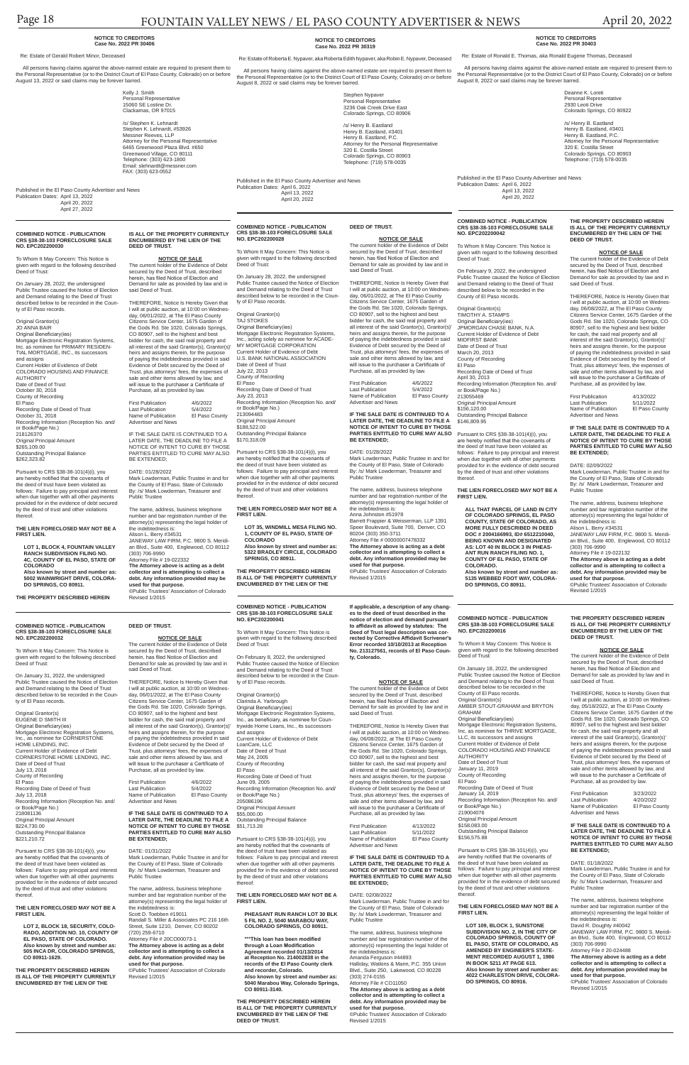## NOTICE TO CREDITORS
### Case No. 2022 PR 30406

Re: Estate of Gerald Robert Minor, Deceased

All persons having claims against the above-named estate are required to present them to the Personal Representative (or to the District Court of El Paso County, Colorado) on or before August 13, 2022 or said claims may be forever barred.

Kelly J. Smith
Personal Representative
15060 SE Lostine Dr.
Clackamas, OR 97015

/s/ Stephen K. Lehnardt
Stephen K. Lehnardt, #53926
Messner Reeves, LLP
Attorney for the Personal Representative
6465 Greenwood Plaza Blvd. #650
Greenwood Village, CO 80111
Telephone: (303) 623-1800
Email: slehnardt@messner.com
FAX: (303) 623-0552

Published in the El Paso County Advertiser and News
Publication Dates: April 13, 2022
April 20, 2022
April 27, 2022

## NOTICE TO CREDITORS
### Case No. 2022 PR 30319

Re: Estate of Roberta E. Nypaver, aka Roberta Edith Nypaver, aka Robin E. Nypaver, Deceased

All persons having claims against the above-named estate are required to present them to the Personal Representative (or to the District Court of El Paso County, Colorado) on or before August 8, 2022 or said claims may be forever barred.

Stephen Nypaver
Personal Representative
3236 Oak Creek Drive East
Colorado Springs, CO 80906

/s/ Henry B. Eastland
Henry B. Eastland, #3401
Henry B. Eastland, P.C.
Attorney for the Personal Representative
320 E. Costilla Street
Colorado Springs, CO 80903
Telephone: (719) 578-0035

Published in the El Paso County Advertiser and News
Publication Dates: April 6, 2022
April 13, 2022
April 20, 2022

## NOTICE TO CREDITORS
### Case No. 2022 PR 30403

Re: Estate of Ronald E. Thomas, aka Ronald Eugene Thomas, Deceased

All persons having claims against the above-named estate are required to present them to the Personal Representative (or to the District Court of El Paso County, Colorado) on or before August 8, 2022 or said claims may be forever barred.

Deanne K. Loreti
Personal Representative
2930 Leoti Drive
Colorado Springs, CO 80922

/s/ Henry B. Eastland
Henry B. Eastland, #3401
Henry B. Eastland, P.C.
Attorney for the Personal Representative
320 E. Costilla Street
Colorado Springs, CO 80903
Telephone: (719) 578-0035

Published in the El Paso County Advertiser and News
Publication Dates: April 6, 2022
April 13, 2022
April 20, 2022

---

**COMBINED NOTICE - PUBLICATION CRS §38-38-103 FORECLOSURE SALE NO. EPC202200030**

To Whom It May Concern: This Notice is given with regard to the following described Deed of Trust:

On January 28, 2022, the undersigned Public Trustee caused the Notice of Election and Demand relating to the Deed of Trust described below to be recorded in the County of El Paso records.

Original Grantor(s)
JO ANNA BAIR
Original Beneficiary(ies)
Mortgage Electronic Registration Systems, Inc. as nominee for PRIMARY RESIDENTIAL MORTGAGE, INC., its successors and assigns
Current Holder of Evidence of Debt
COLORADO HOUSING AND FINANCE AUTHORITY
Date of Deed of Trust
October 30, 2018
County of Recording
El Paso
Recording Date of Deed of Trust
October 31, 2018
Recording Information (Reception No. and/ or Book/Page No.)
218126370
Original Principal Amount
$265,109.00
Outstanding Principal Balance
$262,323.82

Pursuant to CRS §38-38-101(4)(i), you are hereby notified that the covenants of the deed of trust have been violated as follows: Failure to pay principal and interest when due together with all other payments provided for in the evidence of debt secured by the deed of trust and other violations thereof.

**THE LIEN FORECLOSED MAY NOT BE A FIRST LIEN.**

**LOT 1, BLOCK 4, FOUNTAIN VALLEY RANCH SUBDIVISION FILING NO. 4C, COUNTY OF EL PASO, STATE OF COLORADO**
**Also known by street and number as: 5002 WAINWRIGHT DRIVE, COLORADO SPRINGS, CO 80911.**

**THE PROPERTY DESCRIBED HEREIN IS ALL OF THE PROPERTY CURRENTLY ENCUMBERED BY THE LIEN OF THE DEED OF TRUST.**

**NOTICE OF SALE**

The current holder of the Evidence of Debt secured by the Deed of Trust, described herein, has filed Notice of Election and Demand for sale as provided by law and in said Deed of Trust.

THEREFORE, Notice Is Hereby Given that I will at public auction, at 10:00 on Wednesday, 06/01/2022, at The El Paso County Citizens Service Center, 1675 Garden of the Gods Rd. Ste 1020, Colorado Springs, CO 80907, sell to the highest and best bidder for cash, the said real property and all interest of the said Grantor(s), Grantor(s)' heirs and assigns therein, for the purpose of paying the indebtedness provided in said Evidence of Debt secured by the Deed of Trust, plus attorneys' fees, the expenses of sale and other items allowed by law, and will issue to the purchaser a Certificate of Purchase, all as provided by law.

| | |
|---|---|
| First Publication | 4/6/2022 |
| Last Publication | 5/4/2022 |
| Name of Publication | El Paso County Advertiser and News |

IF THE SALE DATE IS CONTINUED TO A LATER DATE, THE DEADLINE TO FILE A NOTICE OF INTENT TO CURE BY THOSE PARTIES ENTITLED TO CURE MAY ALSO BE EXTENDED;

DATE: 01/28/2022
Mark Lowderman, Public Trustee in and for the County of El Paso, State of Colorado
By: /s/ Mark Lowderman, Treasurer and Public Trustee

The name, address, business telephone number and bar registration number of the attorney(s) representing the legal holder of the indebtedness is:
Alison L. Berry #34531
JANEWAY LAW FIRM, P.C. 9800 S. Meridian Blvd., Suite 400, Englewood, CO 80112
(303) 706-9990
Attorney File # 19-022332
**The Attorney above is acting as a debt collector and is attempting to collect a debt. Any information provided may be used for that purpose.**
©Public Trustees' Association of Colorado Revised 1/2015

---

**COMBINED NOTICE - PUBLICATION CRS §38-38-103 FORECLOSURE SALE NO. EPC202200028**

To Whom It May Concern: This Notice is given with regard to the following described Deed of Trust:

On January 28, 2022, the undersigned Public Trustee caused the Notice of Election and Demand relating to the Deed of Trust described below to be recorded in the County of El Paso records.

Original Grantor(s)
TAJ STOKES
Original Beneficiary(ies)
Mortgage Electronic Registration Systems, Inc., acting solely as nominee for ACADEMY MORTGAGE CORPORATION
Current Holder of Evidence of Debt
U.S. BANK NATIONAL ASSOCIATION
Date of Deed of Trust
July 22, 2013
County of Recording
El Paso
Recording Date of Deed of Trust
July 23, 2013
Recording Information (Reception No. and/ or Book/Page No.)
213094483
Original Principal Amount
$188,522.00
Outstanding Principal Balance
$170,318.09

Pursuant to CRS §38-38-101(4)(i), you are hereby notified that the covenants of the deed of trust have been violated as follows: Failure to pay principal and interest when due together with all other payments provided for in the evidence of debt secured by the deed of trust and other violations thereof.

**THE LIEN FORECLOSED MAY NOT BE A FIRST LIEN.**

**LOT 35, WINDMILL MESA FILING NO. 1, COUNTY OF EL PASO, STATE OF COLORADO**
**Also known by street and number as: 5322 BRADLEY CIRCLE, COLORADO SPRINGS, CO 80911.**

**THE PROPERTY DESCRIBED HEREIN IS ALL OF THE PROPERTY CURRENTLY ENCUMBERED BY THE LIEN OF THE DEED OF TRUST.**

**NOTICE OF SALE**

The current holder of the Evidence of Debt secured by the Deed of Trust, described herein, has filed Notice of Election and Demand for sale as provided by law and in said Deed of Trust.

THEREFORE, Notice Is Hereby Given that I will at public auction, at 10:00 on Wednesday, 06/01/2022, at The El Paso County Citizens Service Center, 1675 Garden of the Gods Rd. Ste 1020, Colorado Springs, CO 80907, sell to the highest and best bidder for cash, the said real property and all interest of the said Grantor(s), Grantor(s)' heirs and assigns therein, for the purpose of paying the indebtedness provided in said Evidence of Debt secured by the Deed of Trust, plus attorneys' fees, the expenses of sale and other items allowed by law, and will issue to the purchaser a Certificate of Purchase, all as provided by law.

| | |
|---|---|
| First Publication | 4/6/2022 |
| Last Publication | 5/4/2022 |
| Name of Publication | El Paso County Advertiser and News |

**IF THE SALE DATE IS CONTINUED TO A LATER DATE, THE DEADLINE TO FILE A NOTICE OF INTENT TO CURE BY THOSE PARTIES ENTITLED TO CURE MAY ALSO BE EXTENDED;**

DATE: 01/28/2022
Mark Lowderman, Public Trustee in and for the County of El Paso, State of Colorado
By: /s/ Mark Lowderman, Treasurer and Public Trustee

The name, address, business telephone number and bar registration number of the attorney(s) representing the legal holder of the indebtedness is:
Anna Johnston #51978
Barrett Frappier & Weisserman, LLP 1391 Speer Boulevard, Suite 700, Denver, CO 80204 (303) 350-3711
Attorney File # 00000007478332
**The Attorney above is acting as a debt collector and is attempting to collect a debt. Any information provided may be used for that purpose.**
©Public Trustees' Association of Colorado Revised 1/2015

---

**COMBINED NOTICE - PUBLICATION CRS §38-38-103 FORECLOSURE SALE NO. EPC202200042**

To Whom It May Concern: This Notice is given with regard to the following described Deed of Trust:

On February 9, 2022, the undersigned Public Trustee caused the Notice of Election and Demand relating to the Deed of Trust described below to be recorded in the County of El Paso records.

Original Grantor(s)
TIMOTHY A. STAMPS
Original Beneficiary(ies)
JPMORGAN CHASE BANK, N.A.
Current Holder of Evidence of Debt
MIDFIRST BANK
Date of Deed of Trust
March 20, 2013
County of Recording
El Paso
Recording Date of Deed of Trust
April 30, 2013
Recording Information (Reception No. and/ or Book/Page No.)
213055469
Original Principal Amount
$156,120.00
Outstanding Principal Balance
$146,809.95

Pursuant to CRS §38-38-101(4)(i), you are hereby notified that the covenants of the deed of trust have been violated as follows: Failure to pay principal and interest when due together with all other payments provided for in the evidence of debt secured by the deed of trust and other violations thereof.

**THE LIEN FORECLOSED MAY NOT BE A FIRST LIEN.**

**ALL THAT PARCEL OF LAND IN CITY OF COLORADO SPRINGS, EL PASO COUNTY, STATE OF COLORADO, AS MORE FULLY DESCRIBED IN DEED DOC # 206166993, ID# 6512210040, BEING KNOWN AND DESIGNATED AS: LOT 40 IN BLOCK 3 IN PHEASANT RUN RANCH FILING NO. 1, COUNTY OF EL PASO, STATE OF COLORADO.**
**Also known by street and number as: 5135 WEBBED FOOT WAY, COLORADO SPRINGS, CO 80911.**

**THE PROPERTY DESCRIBED HEREIN IS ALL OF THE PROPERTY CURRENTLY ENCUMBERED BY THE LIEN OF THE DEED OF TRUST.**

**NOTICE OF SALE**

The current holder of the Evidence of Debt secured by the Deed of Trust, described herein, has filed Notice of Election and Demand for sale as provided by law and in said Deed of Trust.

THEREFORE, Notice Is Hereby Given that I will at public auction, at 10:00 on Wednesday, 06/08/2022, at The El Paso County Citizens Service Center, 1675 Garden of the Gods Rd. Ste 1020, Colorado Springs, CO 80907, sell to the highest and best bidder for cash, the said real property and all interest of the said Grantor(s), Grantor(s)' heirs and assigns therein, for the purpose of paying the indebtedness provided in said Evidence of Debt secured by the Deed of Trust, plus attorneys' fees, the expenses of sale and other items allowed by law, and will issue to the purchaser a Certificate of Purchase, all as provided by law.

| | |
|---|---|
| First Publication | 4/13/2022 |
| Last Publication | 5/11/2022 |
| Name of Publication | El Paso County Advertiser and News |

**IF THE SALE DATE IS CONTINUED TO A LATER DATE, THE DEADLINE TO FILE A NOTICE OF INTENT TO CURE BY THOSE PARTIES ENTITLED TO CURE MAY ALSO BE EXTENDED;**

DATE: 02/09/2022
Mark Lowderman, Public Trustee in and for the County of El Paso, State of Colorado
By: /s/ Mark Lowderman, Treasurer and Public Trustee

The name, address, business telephone number and bar registration number of the attorney(s) representing the legal holder of the indebtedness is:
Alison L. Berry #34531
JANEWAY LAW FIRM, P.C. 9800 S. Meridian Blvd., Suite 400, Englewood, CO 80112
(303) 706-9990
Attorney File # 19-022132
**The Attorney above is acting as a debt collector and is attempting to collect a debt. Any information provided may be used for that purpose.**
©Public Trustees' Association of Colorado Revised 1/2015

---

**COMBINED NOTICE - PUBLICATION CRS §38-38-103 FORECLOSURE SALE NO. EPC202200032**

To Whom It May Concern: This Notice is given with regard to the following described Deed of Trust:

On January 31, 2022, the undersigned Public Trustee caused the Notice of Election and Demand relating to the Deed of Trust described below to be recorded in the County of El Paso records.

Original Grantor(s)
EUGENE D SMITH III
Original Beneficiary(ies)
Mortgage Electronic Registration Systems, Inc., as nominee for CORNERSTONE HOME LENDING, INC.
Current Holder of Evidence of Debt
CORNERSTONE HOME LENDING, INC.
Date of Deed of Trust
July 13, 2018
County of Recording
El Paso
Recording Date of Deed of Trust
July 13, 2018
Recording Information (Reception No. and/ or Book/Page No.)
218081136
Original Principal Amount
$224,730.00
Outstanding Principal Balance
$221,210.72

Pursuant to CRS §38-38-101(4)(i), you are hereby notified that the covenants of the deed of trust have been violated as follows: Failure to pay principal and interest when due together with all other payments provided for in the evidence of debt secured by the deed of trust and other violations thereof.

**THE LIEN FORECLOSED MAY NOT BE A FIRST LIEN.**

**LOT 2, BLOCK 18, SECURITY, COLORADO, ADDITION NO. 10, COUNTY OF EL PASO, STATE OF COLORADO.**
**Also known by street and number as: 505 INCA DR, COLORADO SPRINGS, CO 80911-1629.**

**THE PROPERTY DESCRIBED HEREIN IS ALL OF THE PROPERTY CURRENTLY ENCUMBERED BY THE LIEN OF THE DEED OF TRUST.**

**NOTICE OF SALE**

The current holder of the Evidence of Debt secured by the Deed of Trust, described herein, has filed Notice of Election and Demand for sale as provided by law and in said Deed of Trust.

THEREFORE, Notice Is Hereby Given that I will at public auction, at 10:00 on Wednesday, 06/01/2022, at The El Paso County Citizens Service Center, 1675 Garden of the Gods Rd. Ste 1020, Colorado Springs, CO 80907, sell to the highest and best bidder for cash, the said real property and all interest of the said Grantor(s), Grantor(s)' heirs and assigns therein, for the purpose of paying the indebtedness provided in said Evidence of Debt secured by the Deed of Trust, plus attorneys' fees, the expenses of sale and other items allowed by law, and will issue to the purchaser a Certificate of Purchase, all as provided by law.

| | |
|---|---|
| First Publication | 4/6/2022 |
| Last Publication | 5/4/2022 |
| Name of Publication | El Paso County Advertiser and News |

**IF THE SALE DATE IS CONTINUED TO A LATER DATE, THE DEADLINE TO FILE A NOTICE OF INTENT TO CURE BY THOSE PARTIES ENTITLED TO CURE MAY ALSO BE EXTENDED;**

DATE: 01/31/2022
Mark Lowderman, Public Trustee in and for the County of El Paso, State of Colorado
By: /s/ Mark Lowderman, Treasurer and Public Trustee

The name, address, business telephone number and bar registration number of the attorney(s) representing the legal holder of the indebtedness is:
Scott D. Toebben #19011
Randall S. Miller & Associates PC 216 16th Street, Suite 1210, Denver, CO 80202
(720) 259-6710
Attorney File # 20CO00073-1
**The Attorney above is acting as a debt collector and is attempting to collect a debt. Any information provided may be used for that purpose.**
©Public Trustees' Association of Colorado Revised 1/2015

---

**COMBINED NOTICE - PUBLICATION CRS §38-38-103 FORECLOSURE SALE NO. EPC202200041**

To Whom It May Concern: This Notice is given with regard to the following described Deed of Trust:

On February 8, 2022, the undersigned Public Trustee caused the Notice of Election and Demand relating to the Deed of Trust described below to be recorded in the County of El Paso records.

Original Grantor(s)
Clarinda A. Yarbrough
Original Beneficiary(ies)
Mortgage Electronic Registration Systems, Inc., as beneficiary, as nominee for Countrywide Home Loans, Inc., its successors and assigns
Current Holder of Evidence of Debt
LoanCare, LLC
Date of Deed of Trust
May 24, 2005
County of Recording
El Paso
Recording Date of Deed of Trust
June 09, 2005
Recording Information (Reception No. and/ or Book/Page No.)
205086196
Original Principal Amount
$55,000.00
Outstanding Principal Balance
$51,713.28

Pursuant to CRS §38-38-101(4)(i), you are hereby notified that the covenants of the deed of trust have been violated as follows: Failure to pay principal and interest when due together with all other payments provided for in the evidence of debt secured by the deed of trust and other violations thereof.

**THE LIEN FORECLOSED MAY NOT BE A FIRST LIEN.**

**PHEASANT RUN RANCH LOT 30 BLK 5 FIL NO. 2, 5040 MARABOU WAY, COLORADO SPRINGS, CO 80911.**

**\*\*\*This loan has been modified through a Loan Modification Agreement recorded 01/13/2014 at Reception No. 214002838 in the records of the El Paso County clerk and recorder, Colorado.**
**Also known by street and number as: 5040 Marabou Way, Colorado Springs, CO 80911-3140.**

**THE PROPERTY DESCRIBED HEREIN IS ALL OF THE PROPERTY CURRENTLY ENCUMBERED BY THE LIEN OF THE DEED OF TRUST.**

**If applicable, a description of any changes to the deed of trust described in the notice of election and demand pursuant to affidavit as allowed by statute: The Deed of Trust legal description was corrected by Corrective Affidavit Scrivener's Error recorded 10/10/2013 at Reception No. 213127561, records of El Paso County, Colorado.**

**NOTICE OF SALE**

The current holder of the Evidence of Debt secured by the Deed of Trust, described herein, has filed Notice of Election and Demand for sale as provided by law and in said Deed of Trust.

THEREFORE, Notice Is Hereby Given that I will at public auction, at 10:00 on Wednesday, 06/08/2022, at The El Paso County Citizens Service Center, 1675 Garden of the Gods Rd. Ste 1020, Colorado Springs, CO 80907, sell to the highest and best bidder for cash, the said real property and all interest of the said Grantor(s), Grantor(s)' heirs and assigns therein, for the purpose of paying the indebtedness provided in said Evidence of Debt secured by the Deed of Trust, plus attorneys' fees, the expenses of sale and other items allowed by law, and will issue to the purchaser a Certificate of Purchase, all as provided by law.

| | |
|---|---|
| First Publication | 4/13/2022 |
| Last Publication | 5/11/2022 |
| Name of Publication | El Paso County Advertiser and News |

**IF THE SALE DATE IS CONTINUED TO A LATER DATE, THE DEADLINE TO FILE A NOTICE OF INTENT TO CURE BY THOSE PARTIES ENTITLED TO CURE MAY ALSO BE EXTENDED;**

DATE: 02/08/2022
Mark Lowderman, Public Trustee in and for the County of El Paso, State of Colorado
By: /s/ Mark Lowderman, Treasurer and Public Trustee

The name, address, business telephone number and bar registration number of the attorney(s) representing the legal holder of the indebtedness is:
Amanda Ferguson #44893
Halliday, Watkins & Mann, P.C. 355 Union Blvd., Suite 250, Lakewood, CO 80228
(303) 274-0155
Attorney File # CO11050
**The Attorney above is acting as a debt collector and is attempting to collect a debt. Any information provided may be used for that purpose.**
©Public Trustees' Association of Colorado Revised 1/2015

---

**COMBINED NOTICE - PUBLICATION CRS §38-38-103 FORECLOSURE SALE NO. EPC202200016**

To Whom It May Concern: This Notice is given with regard to the following described Deed of Trust:

On January 18, 2022, the undersigned Public Trustee caused the Notice of Election and Demand relating to the Deed of Trust described below to be recorded in the County of El Paso records.

Original Grantor(s)
AMBER STOUT-GRAHAM AND BRYTON GRAHAM
Original Beneficiary(ies)
Mortgage Electronic Registration Systems, Inc. as nominee for THRIVE MORTGAGE, LLC, its successors and assigns
Current Holder of Evidence of Debt
COLORADO HOUSING AND FINANCE AUTHORITY
Date of Deed of Trust
January 11, 2019
County of Recording
El Paso
Recording Date of Deed of Trust
January 14, 2019
Recording Information (Reception No. and/ or Book/Page No.)
219004076
Original Principal Amount
$158,083.00
Outstanding Principal Balance
$156,575.88

Pursuant to CRS §38-38-101(4)(i), you are hereby notified that the covenants of the deed of trust have been violated as follows: Failure to pay principal and interest when due together with all other payments provided for in the evidence of debt secured by the deed of trust and other violations thereof.

**THE LIEN FORECLOSED MAY NOT BE A FIRST LIEN.**

**LOT 109, BLOCK 1, SUNSTONE SUBDIVISION NO. 2, IN THE CITY OF COLORADO SPRINGS, COUNTY OF EL PASO, STATE OF COLORADO, AS AMENDED BY ENGINEER'S STATEMENT RECORDED AUGUST 1, 1986 IN BOOK 5211 AT PAGE 613.**
**Also known by street and number as: 4022 CHARLESTON DRIVE, COLORADO SPRINGS, CO 80916.**

**THE PROPERTY DESCRIBED HEREIN IS ALL OF THE PROPERTY CURRENTLY ENCUMBERED BY THE LIEN OF THE DEED OF TRUST.**

**NOTICE OF SALE**

The current holder of the Evidence of Debt secured by the Deed of Trust, described herein, has filed Notice of Election and Demand for sale as provided by law and in said Deed of Trust.

THEREFORE, Notice Is Hereby Given that I will at public auction, at 10:00 on Wednesday, 05/18/2022, at The El Paso County Citizens Service Center, 1675 Garden of the Gods Rd. Ste 1020, Colorado Springs, CO 80907, sell to the highest and best bidder for cash, the said real property and all interest of the said Grantor(s), Grantor(s)' heirs and assigns therein, for the purpose of paying the indebtedness provided in said Evidence of Debt secured by the Deed of Trust, plus attorneys' fees, the expenses of sale and other items allowed by law, and will issue to the purchaser a Certificate of Purchase, all as provided by law.

| | |
|---|---|
| First Publication | 3/23/2022 |
| Last Publication | 4/20/2022 |
| Name of Publication | El Paso County Advertiser and News |

**IF THE SALE DATE IS CONTINUED TO A LATER DATE, THE DEADLINE TO FILE A NOTICE OF INTENT TO CURE BY THOSE PARTIES ENTITLED TO CURE MAY ALSO BE EXTENDED;**

DATE: 01/18/2022
Mark Lowderman, Public Trustee in and for the County of El Paso, State of Colorado
By: /s/ Mark Lowderman, Treasurer and Public Trustee

The name, address, business telephone number and bar registration number of the attorney(s) representing the legal holder of the indebtedness is:
David R. Doughty #40042
JANEWAY LAW FIRM, P.C. 9800 S. Meridian Blvd., Suite 400, Englewood, CO 80112
(303) 706-9990
Attorney File # 20-024488
**The Attorney above is acting as a debt collector and is attempting to collect a debt. Any information provided may be used for that purpose.**
©Public Trustees' Association of Colorado Revised 1/2015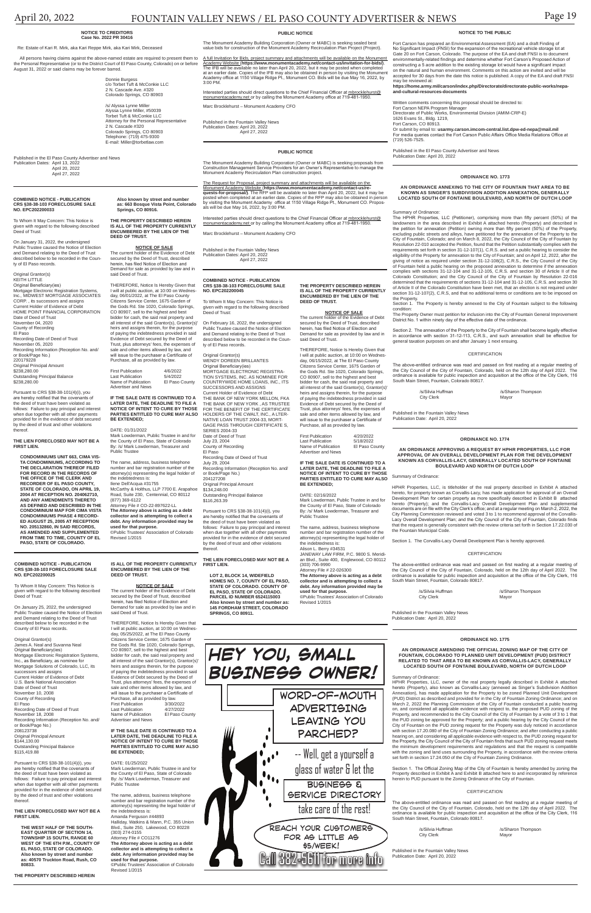## NOTICE TO CREDITORS
**Case No. 2022 PR 30416**

Re: Estate of Kari R. Mirk, aka Kari Reppe Mirk, aka Kari Mirk, Deceased

All persons having claims against the above-named estate are required to present them to the Personal Representative (or to the District Court of El Paso County, Colorado) on or before August 31, 2022 or said claims may be forever barred.

Donnie Burgess
c/o Torbet Tuft & McConkie LLC
2 N. Cascade Ave. #320
Colorado Springs, CO 80903

/s/ Alyssa Lynne Miller
Alyssa Lynne Miller, #50039
Torbet Tuft & McConkie LLC
Attorney for the Personal Representative
2 N. Cascade #320
Colorado Springs, CO 80903
Telephone: (719) 475-9300
E-mail: Miller@torbetlaw.com

Published in the El Paso County Advertiser and News
Publication Dates: April 13, 2022
April 20, 2022
April 27, 2022

---

**COMBINED NOTICE - PUBLICATION CRS §38-38-103 FORECLOSURE SALE NO. EPC202200033**

To Whom It May Concern: This Notice is given with regard to the following described Deed of Trust:

On January 31, 2022, the undersigned Public Trustee caused the Notice of Election and Demand relating to the Deed of Trust described below to be recorded in the County of El Paso records.

Original Grantor(s)
KEITH LITTLE
Original Beneficiary(ies)
Mortgage Electronic Registration Systems, Inc., MIDWEST MORTGAGE ASSOCIATES CORP. , its successors and assigns
Current Holder of Evidence of Debt
HOME POINT FINANCIAL CORPORATION
Date of Deed of Trust
November 04, 2020
County of Recording
El Paso
Recording Date of Deed of Trust
November 05, 2020
Recording Information (Reception No. and/ or Book/Page No.)
220179228
Original Principal Amount
$238,280.00
Outstanding Principal Balance
$238,280.00

Pursuant to CRS §38-38-101(4)(i), you are hereby notified that the covenants of the deed of trust have been violated as follows: Failure to pay principal and interest when due together with all other payments provided for in the evidence of debt secured by the deed of trust and other violations thereof.

**THE LIEN FORECLOSED MAY NOT BE A FIRST LIEN.**

**CONDOMINIUMS UNIT 663, CIMA VISTA CONDOMINIUMS, ACCORDING TO THE DECLARATION THEREOF FILED FOR RECORD IN THE RECORDS OF THE OFFICE OF THE CLERK AND RECORDER OF EL PASO COUNTY, STATE OF COLORADO, ON APRIL 19, 2004 AT RECEPTION NO. 204062710, AND ANY AMENDMENTS THERETO AS DEFINED AND DESCRIBED IN THE CONDOMINIUM MAP FOR CIMA VISTA CONDOMINIUMS PHASE 4 RECORDED AUGUST 25, 2005 AT RECEPTION NO. 205132860, IN SAID RECORDS, AS AMENDED AND SUPPLEMENTED FROM TIME TO TIME, COUNTY OF EL PASO, STATE OF COLORADO.**

**Also known by street and number as: 663 Bosque Vista Point, Colorado Springs, CO 80916.**

**THE PROPERTY DESCRIBED HEREIN IS ALL OF THE PROPERTY CURRENTLY ENCUMBERED BY THE LIEN OF THE DEED OF TRUST.**

**NOTICE OF SALE**

The current holder of the Evidence of Debt secured by the Deed of Trust, described herein, has filed Notice of Election and Demand for sale as provided by law and in said Deed of Trust.

THEREFORE, Notice Is Hereby Given that I will at public auction, at 10:00 on Wednesday, 06/01/2022, at The El Paso County Citizens Service Center, 1675 Garden of the Gods Rd. Ste 1020, Colorado Springs, CO 80907, sell to the highest and best bidder for cash, the said real property and all interest of the said Grantor(s), Grantor(s)' heirs and assigns therein, for the purpose of paying the indebtedness provided in said Evidence of Debt secured by the Deed of Trust, plus attorneys' fees, the expenses of sale and other items allowed by law, and will issue to the purchaser a Certificate of Purchase, all as provided by law.

First Publication 4/6/2022
Last Publication 5/4/2022
Name of Publication El Paso County Advertiser and News

**IF THE SALE DATE IS CONTINUED TO A LATER DATE, THE DEADLINE TO FILE A NOTICE OF INTENT TO CURE BY THOSE PARTIES ENTITLED TO CURE MAY ALSO BE EXTENDED;**

DATE: 01/31/2022
Mark Lowderman, Public Trustee in and for the County of El Paso, State of Colorado
By: /s/ Mark Lowderman, Treasurer and Public Trustee

The name, address, business telephone number and bar registration number of the attorney(s) representing the legal holder of the indebtedness is:
Ilene Dell'Acqua #31755
McCarthy & Holthus, LLP 7700 E. Arapahoe Road, Suite 230, Centennial, CO 80112
(877) 369-6122
Attorney File # CO-22-897622-LL
**The Attorney above is acting as a debt collector and is attempting to collect a debt. Any information provided may be used for that purpose.**
©Public Trustees' Association of Colorado Revised 1/2015

---

**COMBINED NOTICE - PUBLICATION CRS §38-38-103 FORECLOSURE SALE NO. EPC202200025**

To Whom It May Concern: This Notice is given with regard to the following described Deed of Trust:

On January 25, 2022, the undersigned Public Trustee caused the Notice of Election and Demand relating to the Deed of Trust described below to be recorded in the County of El Paso records.

Original Grantor(s)
James A. Neal and Suvanna Neal
Original Beneficiary(ies)
Mortgage Electronic Registration Systems, Inc., as Beneficiary, as nominee for Mortgage Solutions of Colorado, LLC, its successors and assigns
Current Holder of Evidence of Debt
U.S. Bank National Association
Date of Deed of Trust
November 10, 2008
County of Recording
El Paso
Recording Date of Deed of Trust
November 18, 2008
Recording Information (Reception No. and/ or Book/Page No.)
208123738
Original Principal Amount
$144,130.00
Outstanding Principal Balance
$115,419.88

Pursuant to CRS §38-38-101(4)(i), you are hereby notified that the covenants of the deed of trust have been violated as follows: Failure to pay principal and interest when due together with all other payments provided for in the evidence of debt secured by the deed of trust and other violations thereof.

**THE LIEN FORECLOSED MAY NOT BE A FIRST LIEN.**

**THE WEST HALF OF THE SOUTHEAST QUARTER OF SECTION 14, TOWNSHIP 15 SOUTH, RANGE 60 WEST OF THE 6TH P.M., COUNTY OF EL PASO, STATE OF COLORADO. Also known by street and number as: 40570 Truckton Road, Rush, CO 80833.**

**THE PROPERTY DESCRIBED HEREIN IS ALL OF THE PROPERTY CURRENTLY ENCUMBERED BY THE LIEN OF THE DEED OF TRUST.**

**NOTICE OF SALE**

The current holder of the Evidence of Debt secured by the Deed of Trust, described herein, has filed Notice of Election and Demand for sale as provided by law and in said Deed of Trust.

THEREFORE, Notice Is Hereby Given that I will at public auction, at 10:00 on Wednesday, 05/25/2022, at The El Paso County Citizens Service Center, 1675 Garden of the Gods Rd. Ste 1020, Colorado Springs, CO 80907, sell to the highest and best bidder for cash, the said real property and all interest of the said Grantor(s), Grantor(s)' heirs and assigns therein, for the purpose of paying the indebtedness provided in said Evidence of Debt secured by the Deed of Trust, plus attorneys' fees, the expenses of sale and other items allowed by law, and will issue to the purchaser a Certificate of Purchase, all as provided by law.

First Publication 3/30/2022
Last Publication 4/27/2022
Name of Publication El Paso County Advertiser and News

**IF THE SALE DATE IS CONTINUED TO A LATER DATE, THE DEADLINE TO FILE A NOTICE OF INTENT TO CURE BY THOSE PARTIES ENTITLED TO CURE MAY ALSO BE EXTENDED;**

DATE: 01/25/2022
Mark Lowderman, Public Trustee in and for the County of El Paso, State of Colorado
By: /s/ Mark Lowderman, Treasurer and Public Trustee

The name, address, business telephone number and bar registration number of the attorney(s) representing the legal holder of the indebtedness is:
Amanda Ferguson #44893
Halliday, Watkins & Mann, P.C. 355 Union Blvd., Suite 250, Lakewood, CO 80228
(303) 274-0155
Attorney File # CO11276
**The Attorney above is acting as a debt collector and is attempting to collect a debt. Any information provided may be used for that purpose.**
©Public Trustees' Association of Colorado Revised 1/2015

---

## PUBLIC NOTICE

The Monument Academy Building Corporation (Owner or MABC) is seeking sealed best value bids for construction of the Monument Academy Recirculation Plan Project (Project).

A full Invitation for Bids, project summary and attachments will be available on the Monument Academy Website (**https://www.monumentacademy.net/contact-us/invitation-for-bids/**). The IFB will be available no later than April 20, 2022, but it may be posted when completed at an earlier date. Copies of the IFB may also be obtained in person by visiting the Monument Academy office at 1150 Village Ridge Pt., Monument CO. Bids will be due May 16, 2022, by 3:00 PM.

Interested parties should direct questions to the Chief Financial Officer at mbrocklehurst@monumentacademy.net or by calling the Monument Academy office at 719-481-1950.

Marc Brocklehurst – Monument Academy CFO

Published in the Fountain Valley News
Publication Dates: April 20, 2022
April 27, 2022

---

## PUBLIC NOTICE

The Monument Academy Building Corporation (Owner or MABC) is seeking proposals from Construction Management Service Providers for an Owner's Representative to manage the Monument Academy Recirculation Plan construction project.

The Request for Proposal, project summary and attachments will be available on the Monument Academy Website (**https://www.monumentacademy.net/contact-us/requests-for-proposal/**). The RFP will be available no later than April 20, 2022, but it may be posted when completed at an earlier date. Copies of the RFP may also be obtained in person by visiting the Monument Academy office at 1150 Village Ridge Pt., Monument CO. Proposals will be due May 16, 2022, by 3:00 PM.

Interested parties should direct questions to the Chief Financial Officer at mbrocklehurst@monumentacademy.net or by calling the Monument Academy office at 719-481-1950.

Marc Brocklehurst – Monument Academy CFO

Published in the Fountain Valley News
Publication Dates: April 20, 2022
April 27, 2022

---

**COMBINED NOTICE - PUBLICATION CRS §38-38-103 FORECLOSURE SALE NO. EPC202200045**

To Whom It May Concern: This Notice is given with regard to the following described Deed of Trust:

On February 16, 2022, the undersigned Public Trustee caused the Notice of Election and Demand relating to the Deed of Trust described below to be recorded in the County of El Paso records.

Original Grantor(s)
WENDY DOREEN BRILLANTES
Original Beneficiary(ies)
MORTGAGE ELECTRONIC REGISTRATION SYSTEMS, INC. AS NOMINEE FOR COUNTRYWIDE HOME LOANS, INC., ITS SUCCESSORS AND ASSIGNS
Current Holder of Evidence of Debt
THE BANK OF NEW YORK MELLON, FKA THE BANK OF NEW YORK , AS TRUSTEE FOR THE BENEFIT OF THE CERTIFICATE HOLDERS OF THE CWALT, INC., ALTERNATIVE LOAN TRUST 2004-33, MORTGAGE PASS THROUGH CERTIFICATE S, SERIES 2004-33
Date of Deed of Trust
July 23, 2004
County of Recording
El Paso
Recording Date of Deed of Trust
July 29, 2004
Recording Information (Reception No. and/ or Book/Page No.)
204127208
Original Principal Amount
$134,248.00
Outstanding Principal Balance
$116,263.39

Pursuant to CRS §38-38-101(4)(i), you are hereby notified that the covenants of the deed of trust have been violated as follows: Failure to pay principal and interest when due together with all other payments provided for in the evidence of debt secured by the deed of trust and other violations thereof.

**THE LIEN FORECLOSED MAY NOT BE A FIRST LIEN.**

**LOT 2, BLOCK 14, WIDEFIELD HOMES NO. 7, COUNTY OF EL PASO, STATE OF COLORADO. COUNTY OF EL PASO, STATE OF COLORADO. PARCEL ID NUMBER 6524115003 Also known by street and number as: 145 FORDHAM STREET, COLORADO SPRINGS, CO 80911.**

**THE PROPERTY DESCRIBED HEREIN IS ALL OF THE PROPERTY CURRENTLY ENCUMBERED BY THE LIEN OF THE DEED OF TRUST.**

**NOTICE OF SALE**

The current holder of the Evidence of Debt secured by the Deed of Trust, described herein, has filed Notice of Election and Demand for sale as provided by law and in said Deed of Trust.

THEREFORE, Notice Is Hereby Given that I will at public auction, at 10:00 on Wednesday, 06/15/2022, at The El Paso County Citizens Service Center, 1675 Garden of the Gods Rd. Ste 1020, Colorado Springs, CO 80907, sell to the highest and best bidder for cash, the said real property and all interest of the said Grantor(s), Grantor(s)' heirs and assigns therein, for the purpose of paying the indebtedness provided in said Evidence of Debt secured by the Deed of Trust, plus attorneys' fees, the expenses of sale and other items allowed by law, and will issue to the purchaser a Certificate of Purchase, all as provided by law.

First Publication 4/20/2022
Last Publication 5/18/2022
Name of Publication El Paso County Advertiser and News

**IF THE SALE DATE IS CONTINUED TO A LATER DATE, THE DEADLINE TO FILE A NOTICE OF INTENT TO CURE BY THOSE PARTIES ENTITLED TO CURE MAY ALSO BE EXTENDED;**

DATE: 02/16/2022
Mark Lowderman, Public Trustee in and for the County of El Paso, State of Colorado
By: /s/ Mark Lowderman, Treasurer and Public Trustee

The name, address, business telephone number and bar registration number of the attorney(s) representing the legal holder of the indebtedness is:
Alison L. Berry #34531
JANEWAY LAW FIRM, P.C. 9800 S. Meridian Blvd., Suite 400, Englewood, CO 80112
(303) 706-9990
Attorney File # 22-026300
**The Attorney above is acting as a debt collector and is attempting to collect a debt. Any information provided may be used for that purpose.**
©Public Trustees' Association of Colorado Revised 1/2015

---

HEY YOU, SMALL BUSINESS OWNER!

WORD-OF-MOUTH ADVERTISING LEAVING YOU PARCHED?

-- Well, get a yourself a glass of water & let the BUSINESS & SERVICE DIRECTORY take care of the rest!

REACH YOUR CUSTOMERS FOR AS LITTLE AS $5/WEEK!

Call 382-5611 for more info

---

## NOTICE TO THE PUBLIC

Fort Carson has prepared an Environmental Assessment (EA) and a draft Finding of No Significant Impact (FNSI) for the expansion of the recreational vehicle storage lot at Gate 20 on Fort Carson, Colorado. The purpose of the EA and draft FNSI is to document environmentally-related findings and determine whether Fort Carson's Proposed Action of constructing a 5 acre addition to the existing storage lot would have a significant impact on the natural and human environment. Comments on this action are invited and will be accepted for 30 days from the date this notice is published. A copy of the EA and draft FNSI may be reviewed at:

**https://home.army.mil/carson/index.php/Directorate/directorate-public-works/nepa-and-cultural-resources-documents**

Written comments concerning this proposal should be directed to:
Fort Carson NEPA Program Manager
Directorate of Public Works, Environmental Division (AMIM-CRP-E)
1626 Evans St., Bldg. 1219,
Fort Carson, CO 80913.
Or submit by email to: **usarmy.carson.imcom-central.list.dpw-ed-nepa@mail.mil**
For media queries contact the Fort Carson Public Affairs Office Media Relations Office at (719) 526-7525.

Published in the El Paso County Advertiser and News
Publication Date: April 20, 2022

---

## ORDINANCE NO. 1773

**AN ORDINANCE ANNEXING TO THE CITY OF FOUNTAIN THAT AREA TO BE KNOWN AS SINGER'S SUBDIVISION ADDITION ANNEXATION, GENERALLY LOCATED SOUTH OF FONTAINE BOULEVARD, AND NORTH OF DUTCH LOOP**

Summary of Ordinance:
The HPHR Properties, LLC (Petitioner), comprising more than fifty percent (50%) of the landowners in the area described in Exhibit A attached hereto (Property) and described in the petition for annexation (Petition) owning more than fifty percent (50%) of the Property, excluding public streets and alleys, have petitioned for the annexation of the Property to the City of Fountain, Colorado; and on March 8, 2022, the City Council of the City of Fountain by Resolution 22-010 accepted the Petition, found that the Petition substantially complies with the requirements set forth in section 31-12-107(1), C.R.S. and set a public hearing to consider the eligibility of the Property for annexation to the City of Fountain; and on April 12, 2022, after the giving of notice as required under section 31-12-108(2), C.R.S., the City Council of the City of Fountain held a public hearing on the proposed annexation to determine if the applicable requirements of sections 31-12-104 and 31-12-105, C.R.S. and section 30 of Article II of the Colorado Constitution; and the City Council of the City of Fountain by Resolution 22-016 determined that the requirements of sections 31-12-104 and 31-12-105, C.R.S. and section 30 of Article II of the Colorado Constitution have been met, that an election is not required under section 31-12-107(2), C.R.S., and that no additional terms or conditions are to be imposed on the Property.

Section 1. The Property is hereby annexed to the City of Fountain subject to the following condition:
The Property Owner must petition for inclusion into the City of Fountain General Improvement District No. 1 within ninety day of the effective date of the ordinance.

Section 2. The annexation of the Property to the City of Fountain shall become legally effective in accordance with section 31-12-113, C.R.S., and such annexation shall be effective for general taxation purposes on and after January 1 next ensuing.

CERTIFICATION

The above-entitled ordinance was read and passed on first reading at a regular meeting of the City Council of the City of Fountain, Colorado, held on the 12th day of April 2022. The ordinance is available for public inspection and acquisition at the office of the City Clerk, 116 South Main Street, Fountain, Colorado 80817.

/s/Silvia Huffman /s/Sharon Thompson
City Clerk Mayor

Published in the Fountain Valley News
Publication Date: April 20, 2022

---

## ORDINANCE NO. 1774

**AN ORDINANCE APPROVING A REQUEST BY HPHR PROPERTIES, LLC FOR APPROVAL OF AN OVERALL DEVELOPMENT PLAN FOR THE DEVELOPMENT KNOWN AS CORVALLIS-LACY, GENERALLY LOCATED SOUTH OF FONTAINE BOULEVARD AND NORTH OF DUTCH LOOP**

Summary of Ordinance:

HPHR Properties, LLC, is titleholder of the real property described in Exhibit A attached hereto, for property known as Corvallis-Lacy, has made application for approval of an Overall Development Plan for certain property as more specifically described in Exhibit B attached hereto (Property); and the Corvallis-Lacy Overall Development Plan and supplemental documents are on file with the City Clerk's office; and at a regular meeting on March 2, 2022, the City Planning Commission reviewed and voted 3 to 1 to recommend approval of the Corvallis-Lacy Overall Development Plan; and the City Council of the City of Fountain, Colorado finds that the request is generally consistent with the review criteria set forth in Section 17.22.030 of the Fountain Municipal Code.

Section 1. The Corvallis-Lacy Overall Development Plan is hereby approved.

CERTIFICATION

The above-entitled ordinance was read and passed on first reading at a regular meeting of the City Council of the City of Fountain, Colorado, held on the 12th day of April 2022. The ordinance is available for public inspection and acquisition at the office of the City Clerk, 116 South Main Street, Fountain, Colorado 80817.

/s/Silvia Huffman /s/Sharon Thompson
City Clerk Mayor

Published in the Fountain Valley News
Publication Date: April 20, 2022

---

## ORDINANCE NO. 1775

**AN ORDINANCE AMENDING THE OFFICIAL ZONING MAP OF THE CITY OF FOUNTAIN, COLORADO TO PLANNED UNIT DEVELOPMENT (PUD) DISTRICT RELATED TO THAT AREA TO BE KNOWN AS CORVALLIS-LACY, GENERALLY LOCATED SOUTH OF FONTAINE BOULEVARD, NORTH OF DUTCH LOOP**

Summary of Ordinance:
HPHR Properties, LLC, owner of the real property legally described in Exhibit A attached hereto (Property), also known as Corvallis-Lacy (annexed as Singer's Subdivision Addition Annexation), has made application for the Property to be zoned Planned Unit Development (PUD) District as described and provided for in the City of Fountain Zoning Ordinance; and on March 2, 2022 the Planning Commission of the City of Fountain conducted a public hearing on, and considered all applicable evidence with respect to, the proposed PUD zoning of the Property, and recommended to the City Council of the City of Fountain by a vote of 3 to 1 that the PUD zoning be approved for the Property; and a public hearing by the City Council of the City of Fountain on the PUD zoning request for the Property was duly noticed in accordance with section 17.20.080 of the City of Fountain Zoning Ordinance; and after conducting a public hearing on, and considering all applicable evidence with respect to, the PUD zoning request for the Property, the City Council of the City of Fountain finds that such PUD zoning request meets the minimum development requirements and regulations and that the request is compatible with the zoning and land uses surrounding the Property, in accordance with the review criteria set forth in section 17.24.050 of the City of Fountain Zoning Ordinance.

Section 1. The Official Zoning Map of the City of Fountain is hereby amended by zoning the Property described in Exhibit A and Exhibit B attached here to and incorporated by reference herein to PUD pursuant to the Zoning Ordinance of the City of Fountain.

CERTIFICATION

The above-entitled ordinance was read and passed on first reading at a regular meeting of the City Council of the City of Fountain, Colorado, held on the 12th day of April 2022. The ordinance is available for public inspection and acquisition at the office of the City Clerk, 116 South Main Street, Fountain, Colorado 80817.

/s/Silvia Huffman /s/Sharon Thompson
City Clerk Mayor

Published in the Fountain Valley News
Publication Date: April 20, 2022